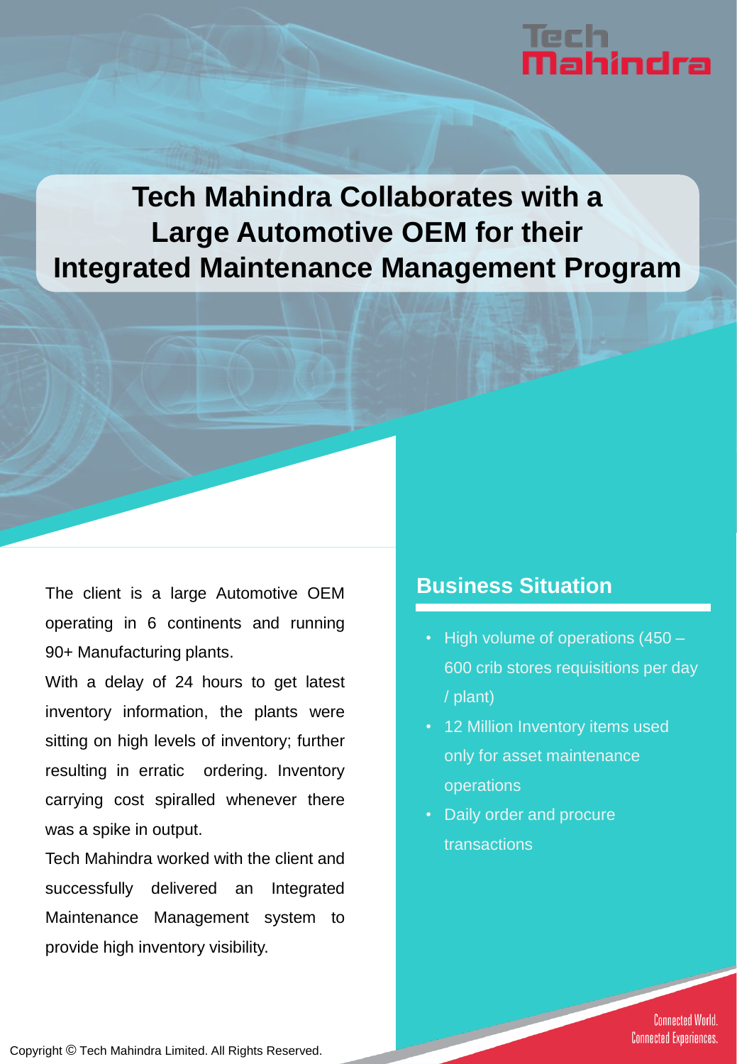# Tech Mahindra Collaborates with a Large Automotive OEM for their Integrated Maintenance Management Program

The client is a large Automotive OEM operating in 6 continents and running 90+ Manufacturing plants.

With a delay of 24 hours to get latest inventory information, the plants were sitting on high levels of inventory; further resulting in erratic ordering. Inventory carrying cost spiralled whenever there was a spike in output.

Tech Mahindra worked with the client and successfully delivered an Integrated Maintenance Management system to provide high inventory visibility.

## Business Situation

- High volume of operations (450 – 600 crib stores requisitions per day / plant)
- 12 Million Inventory items used only for asset maintenance operations
- Daily order and procure transactions

Connected World. Connected Experiences.

Copyright © Tech Mahindra Limited. All Rights Reserved.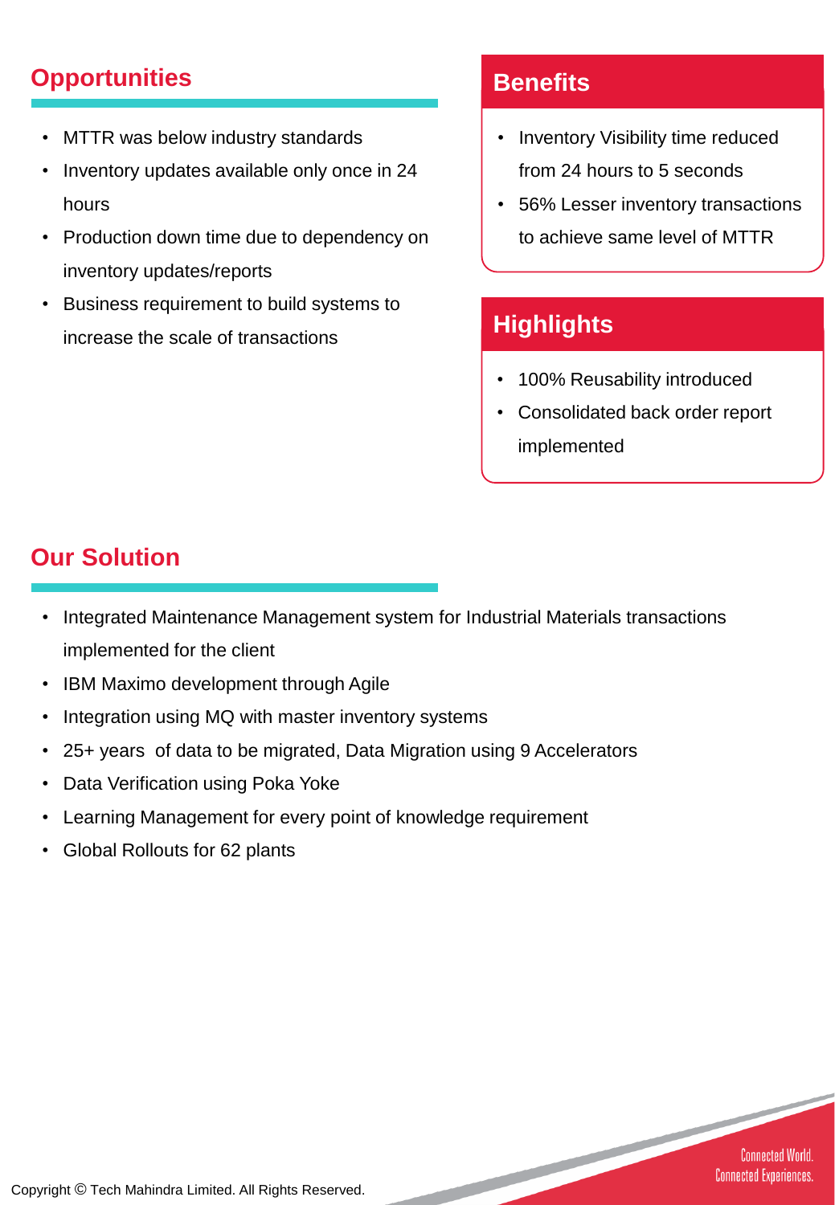## Opportunities

- MTTR was below industry standards
- Inventory updates available only once in 24 hours
- Production down time due to dependency on inventory updates/reports
- Business requirement to build systems to increase the scale of transactions

## Benefits

- Inventory Visibility time reduced from 24 hours to 5 seconds
- 56% Lesser inventory transactions to achieve same level of MTTR

## Highlights

- 100% Reusability introduced
- Consolidated back order report implemented

## Our Solution

- Integrated Maintenance Management system for Industrial Materials transactions implemented for the client
- IBM Maximo development through Agile
- Integration using MQ with master inventory systems
- 25+ years  of data to be migrated, Data Migration using 9 Accelerators
- Data Verification using Poka Yoke
- Learning Management for every point of knowledge requirement
- Global Rollouts for 62 plants